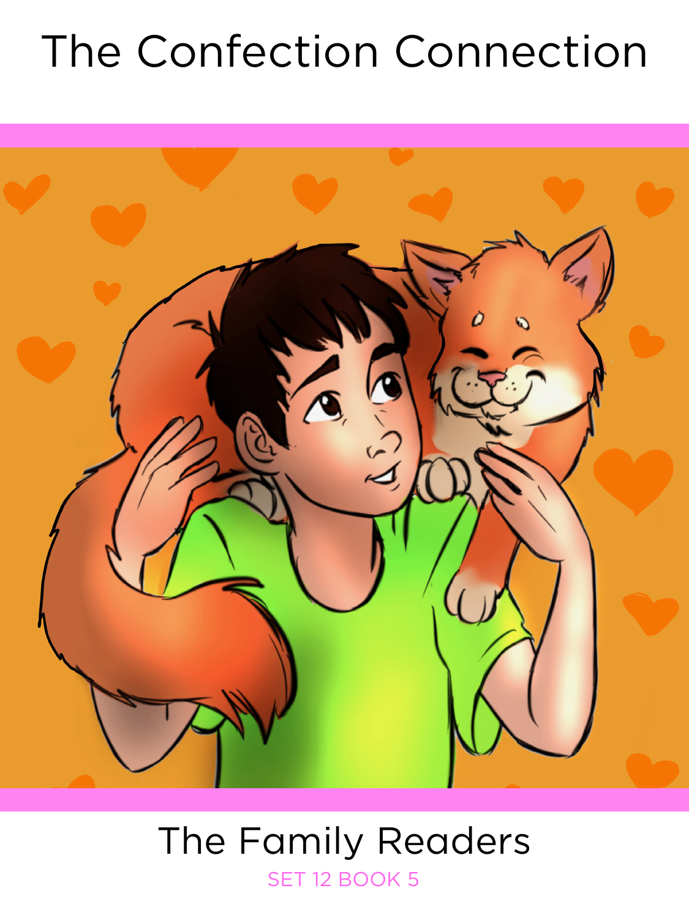# The Confection Connection

The Family Readers

SET 12 BOOK 5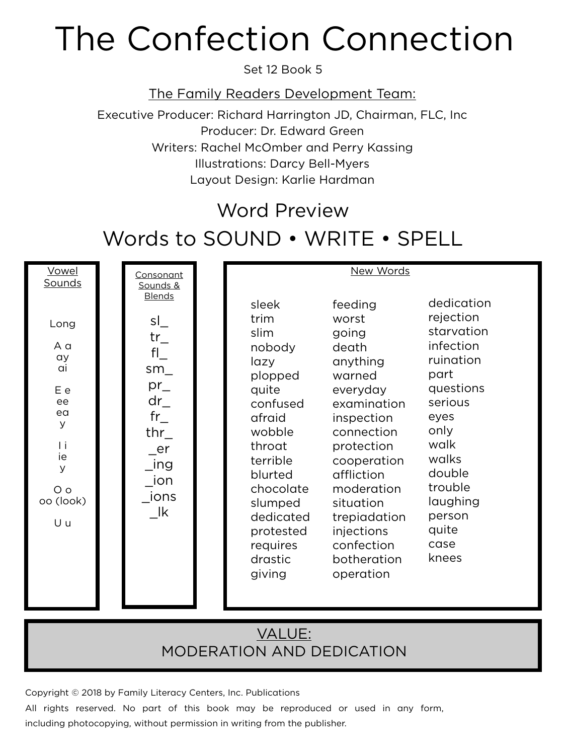# The Confection Connection

Set 12 Book 5

The Family Readers Development Team:

Executive Producer: Richard Harrington JD, Chairman, FLC, Inc
Producer: Dr. Edward Green
Writers: Rachel McOmber and Perry Kassing
Illustrations: Darcy Bell-Myers
Layout Design: Karlie Hardman

## Word Preview

## Words to SOUND • WRITE • SPELL

**Vowel Sounds**

Long

A a
ay
ai

E e
ee
ea
y

I i
ie
y

O o
oo (look)

U u

**Consonant Sounds & Blends**

sl_
tr_
fl_
sm_
pr_
dr_
fr_
thr_
_er
_ing
_ion
_ions
_lk

**New Words**

| | | |
|---|---|---|
| sleek | feeding | dedication |
| trim | worst | rejection |
| slim | going | starvation |
| nobody | death | infection |
| lazy | anything | ruination |
| plopped | warned | part |
| quite | everyday | questions |
| confused | examination | serious |
| afraid | inspection | eyes |
| wobble | connection | only |
| throat | protection | walk |
| terrible | cooperation | walks |
| blurted | affliction | double |
| chocolate | moderation | trouble |
| slumped | situation | laughing |
| dedicated | trepiadation | person |
| protested | injections | quite |
| requires | confection | case |
| drastic | botheration | knees |
| giving | operation | |

**VALUE:**
**MODERATION AND DEDICATION**

Copyright © 2018 by Family Literacy Centers, Inc. Publications
All rights reserved. No part of this book may be reproduced or used in any form, including photocopying, without permission in writing from the publisher.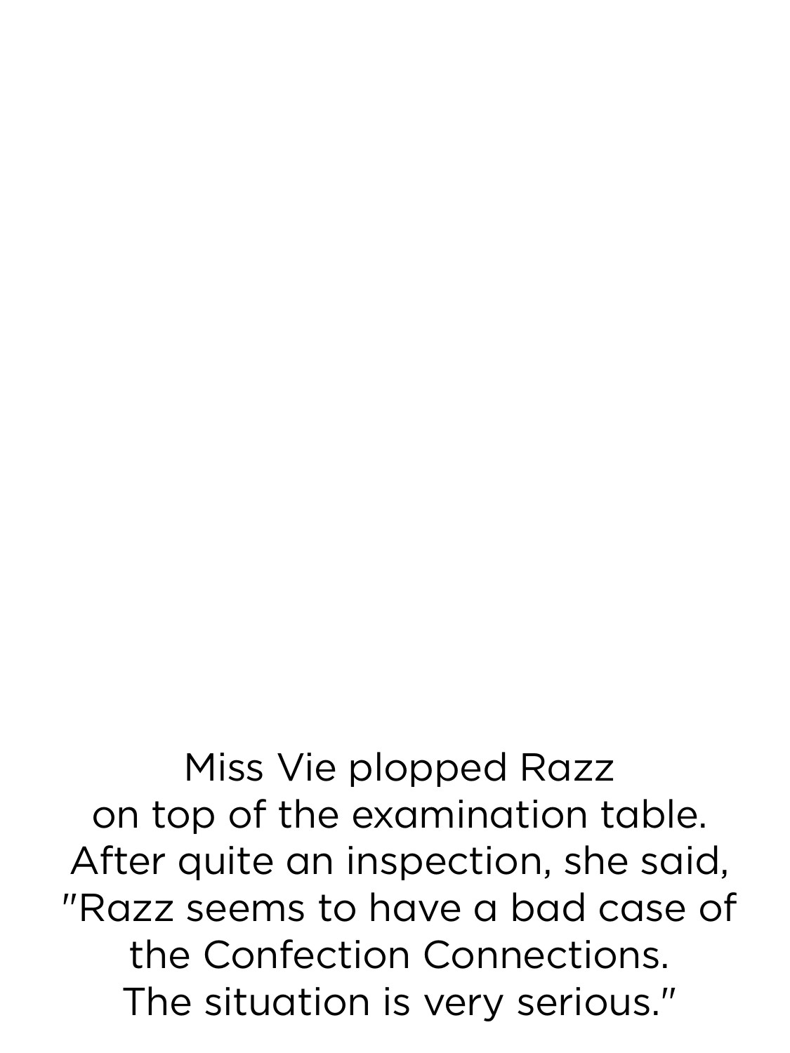Miss Vie plopped Razz
on top of the examination table.
After quite an inspection, she said,
"Razz seems to have a bad case of
the Confection Connections.
The situation is very serious."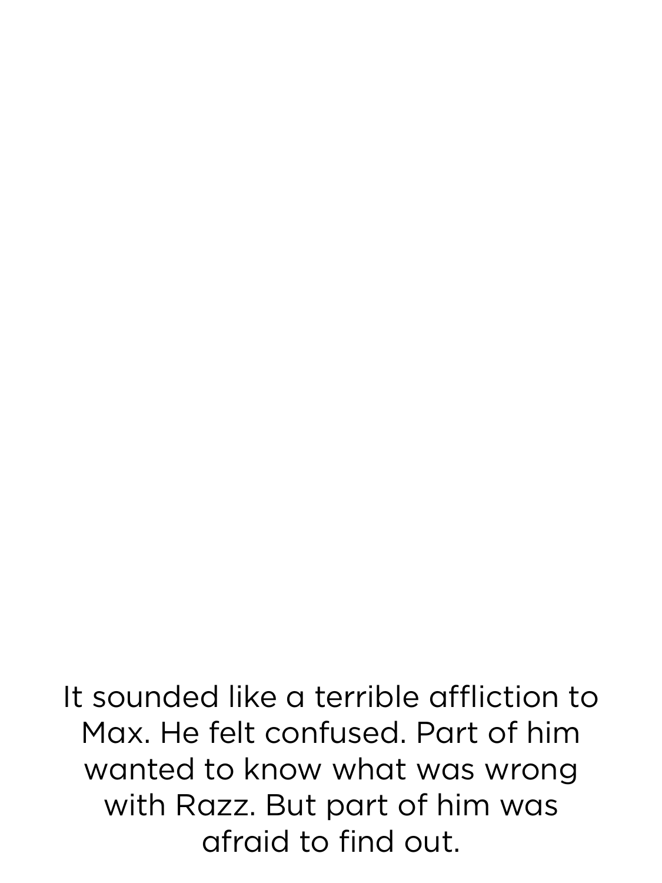It sounded like a terrible affliction to Max. He felt confused. Part of him wanted to know what was wrong with Razz. But part of him was afraid to find out.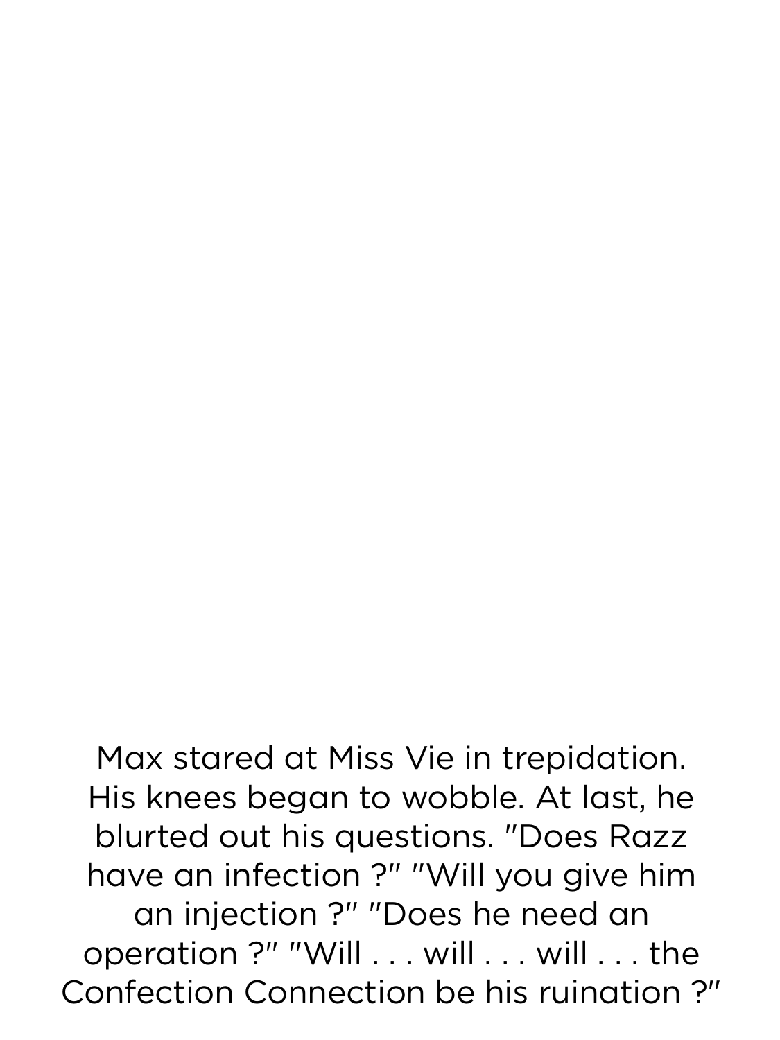Max stared at Miss Vie in trepidation. His knees began to wobble. At last, he blurted out his questions. "Does Razz have an infection ?" "Will you give him an injection ?" "Does he need an operation ?" "Will . . . will . . . will . . . the Confection Connection be his ruination ?"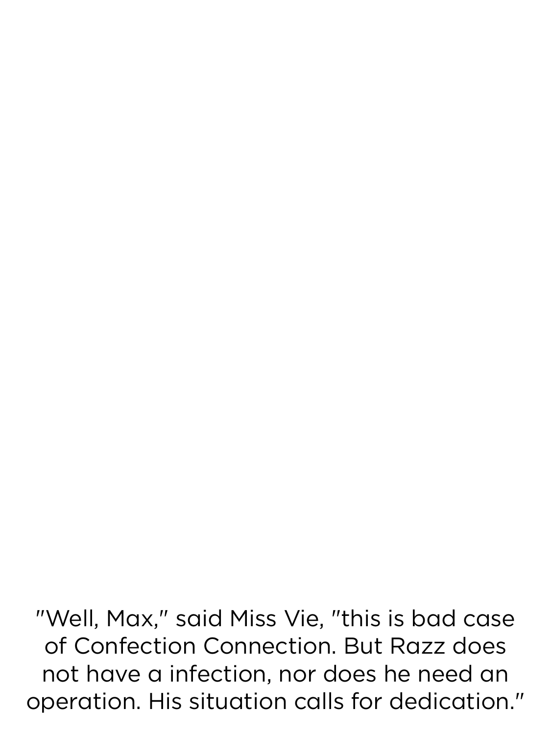"Well, Max," said Miss Vie, "this is bad case of Confection Connection. But Razz does not have a infection, nor does he need an operation. His situation calls for dedication."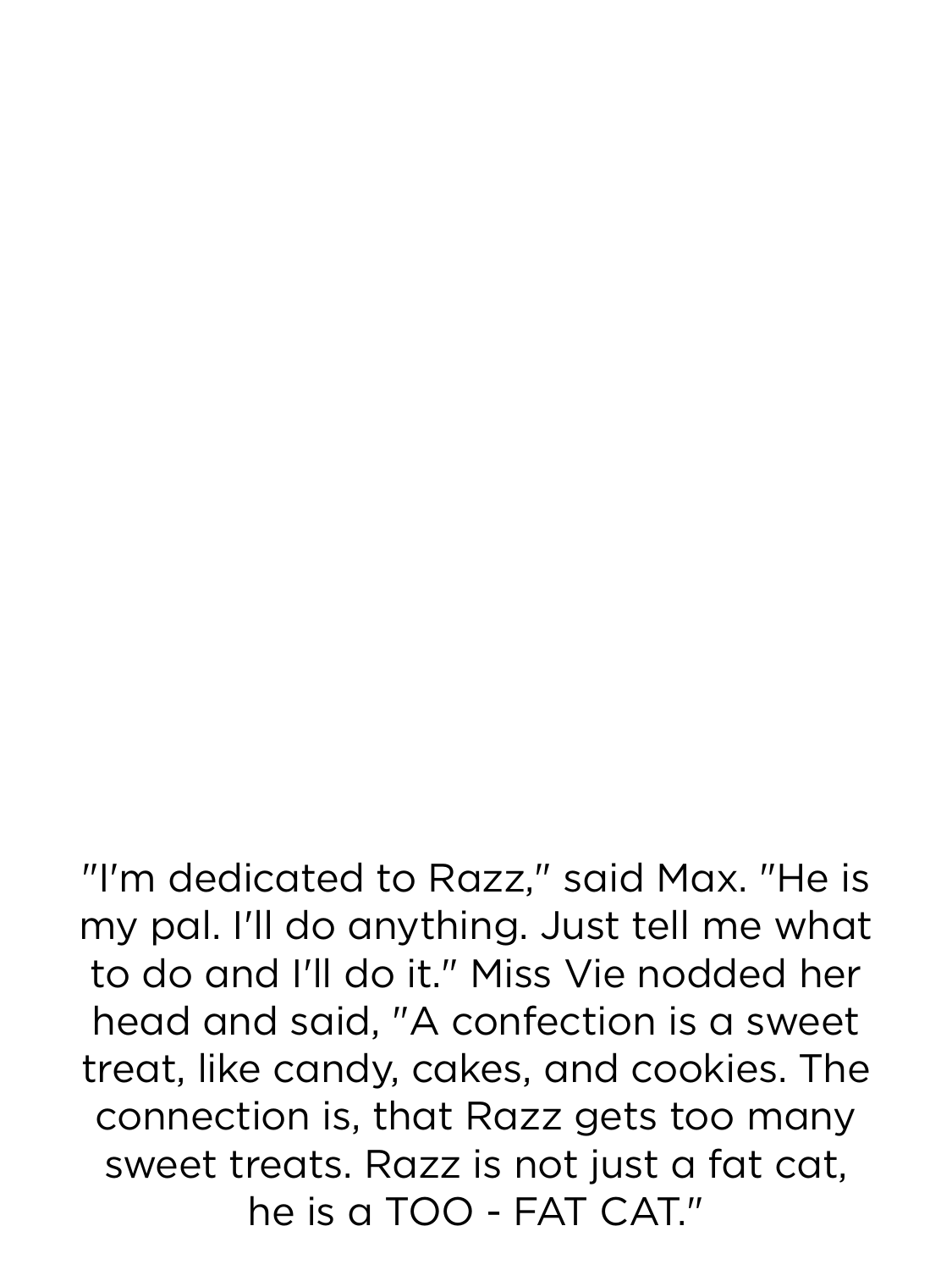"I'm dedicated to Razz," said Max. "He is my pal. I'll do anything. Just tell me what to do and I'll do it." Miss Vie nodded her head and said, "A confection is a sweet treat, like candy, cakes, and cookies. The connection is, that Razz gets too many sweet treats. Razz is not just a fat cat, he is a TOO - FAT CAT."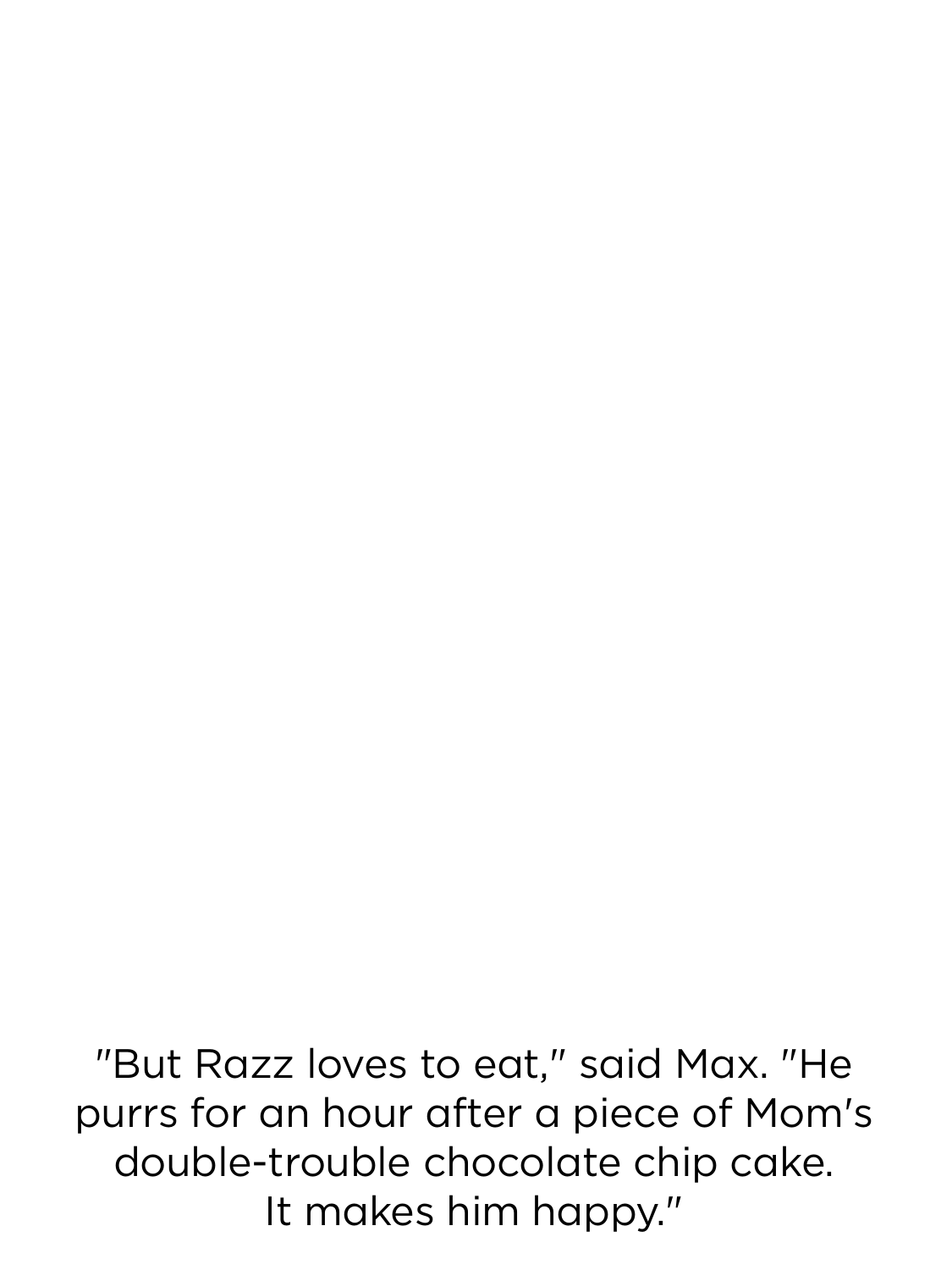"But Razz loves to eat," said Max. "He purrs for an hour after a piece of Mom's double-trouble chocolate chip cake. It makes him happy."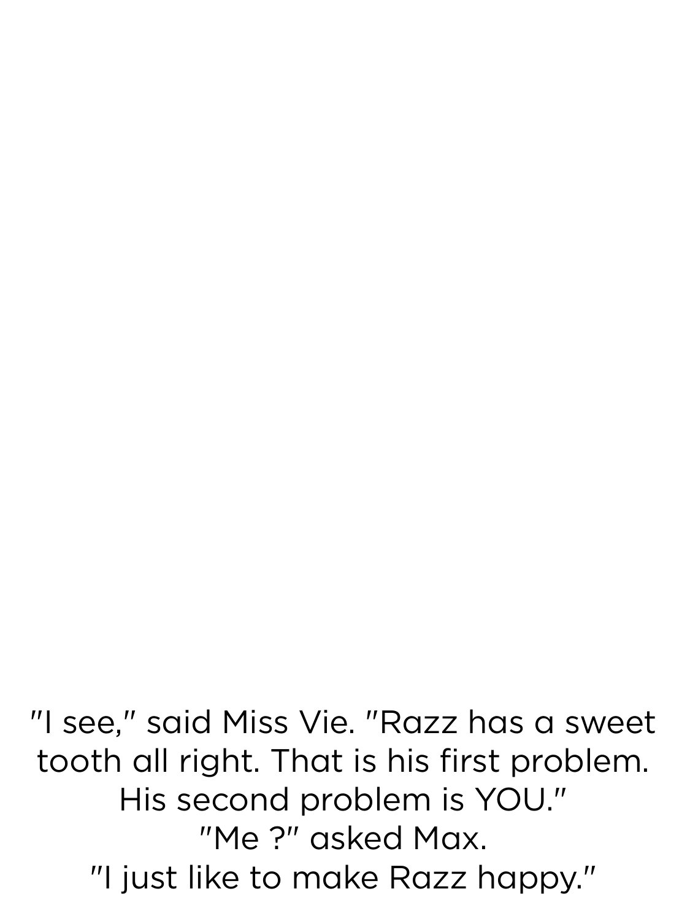"I see," said Miss Vie. "Razz has a sweet tooth all right. That is his first problem. His second problem is YOU."

"Me ?" asked Max.

"I just like to make Razz happy."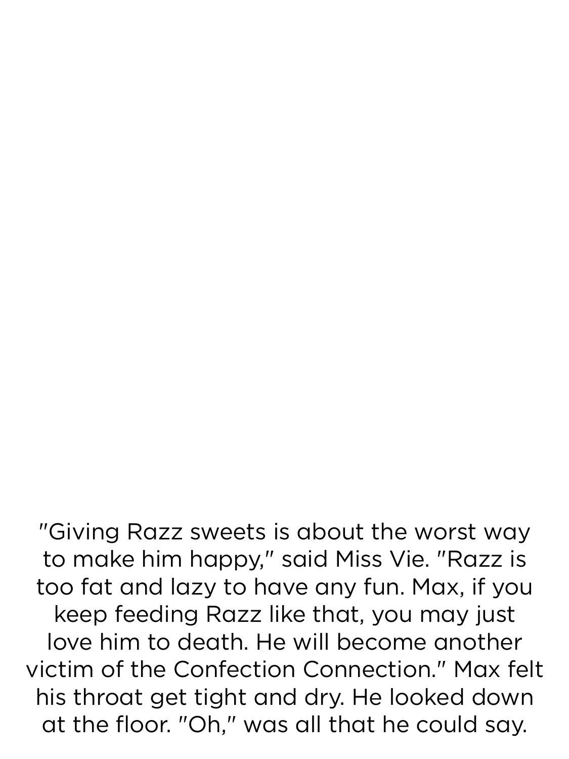"Giving Razz sweets is about the worst way to make him happy," said Miss Vie. "Razz is too fat and lazy to have any fun. Max, if you keep feeding Razz like that, you may just love him to death. He will become another victim of the Confection Connection." Max felt his throat get tight and dry. He looked down at the floor. "Oh," was all that he could say.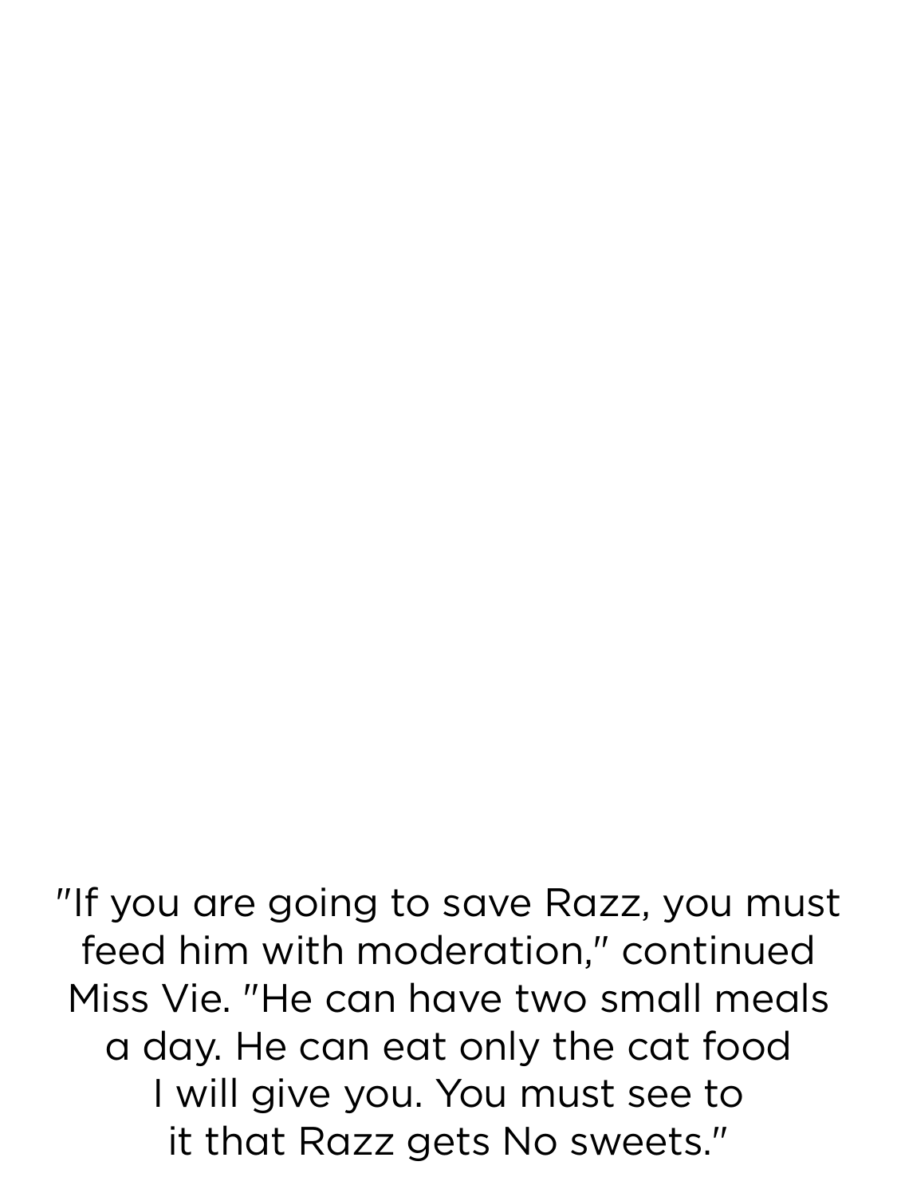"If you are going to save Razz, you must feed him with moderation," continued Miss Vie. "He can have two small meals a day. He can eat only the cat food I will give you. You must see to it that Razz gets No sweets."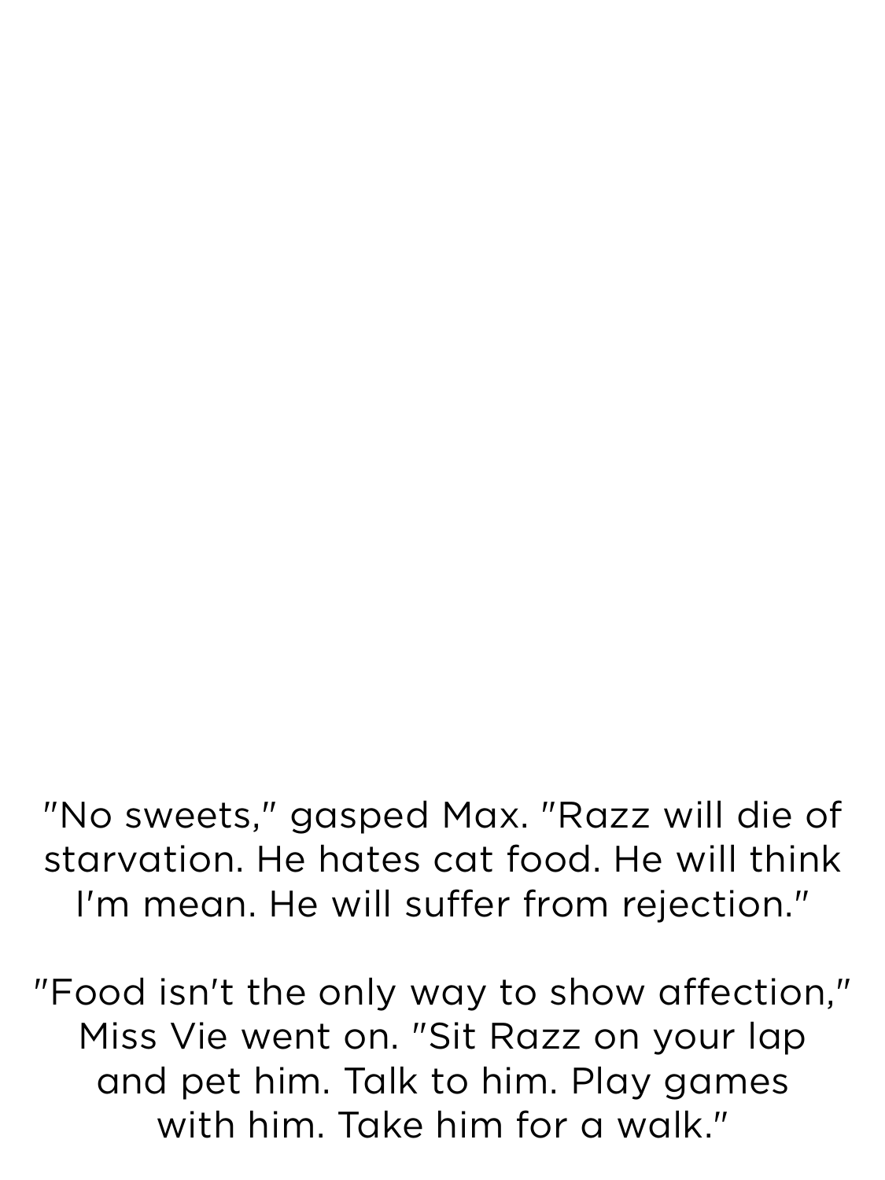"No sweets," gasped Max. "Razz will die of starvation. He hates cat food. He will think I'm mean. He will suffer from rejection."

"Food isn't the only way to show affection," Miss Vie went on. "Sit Razz on your lap and pet him. Talk to him. Play games with him. Take him for a walk."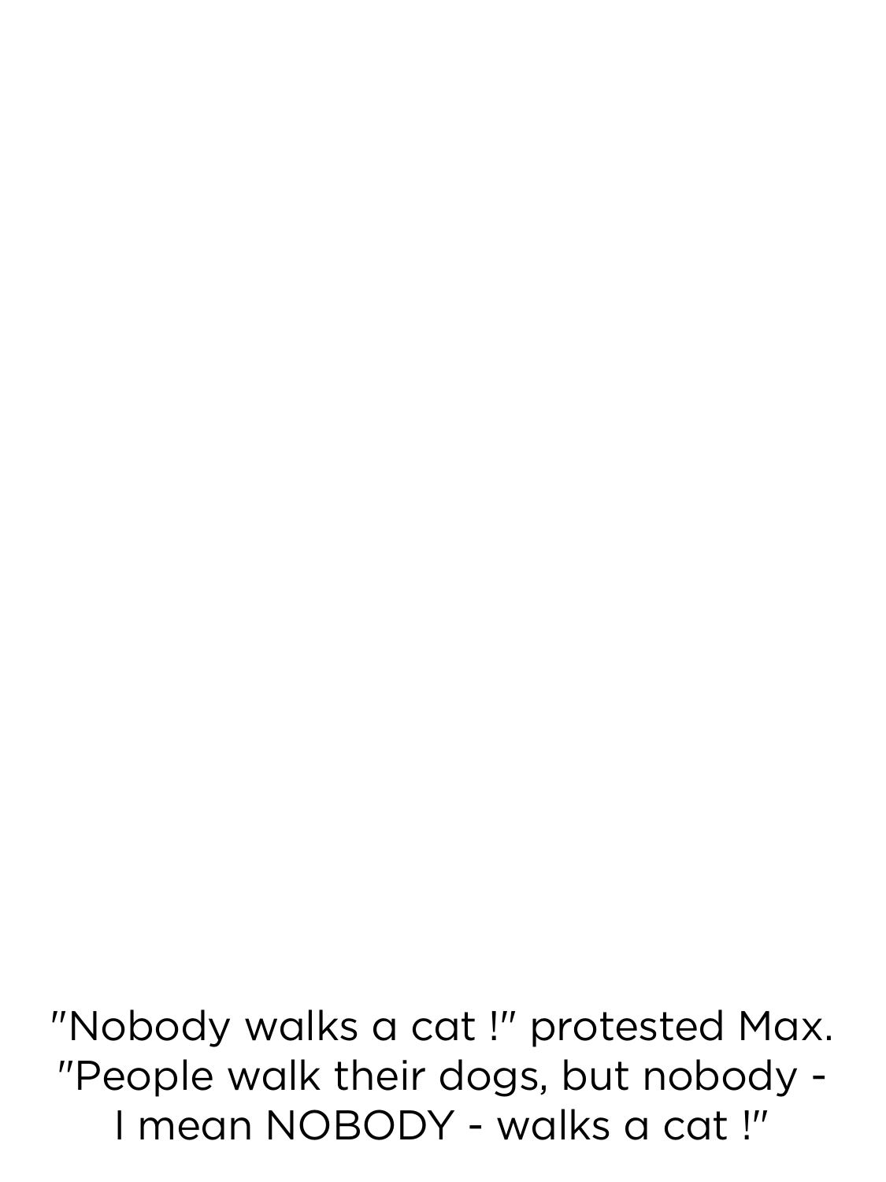"Nobody walks a cat !" protested Max.
"People walk their dogs, but nobody -
I mean NOBODY - walks a cat !"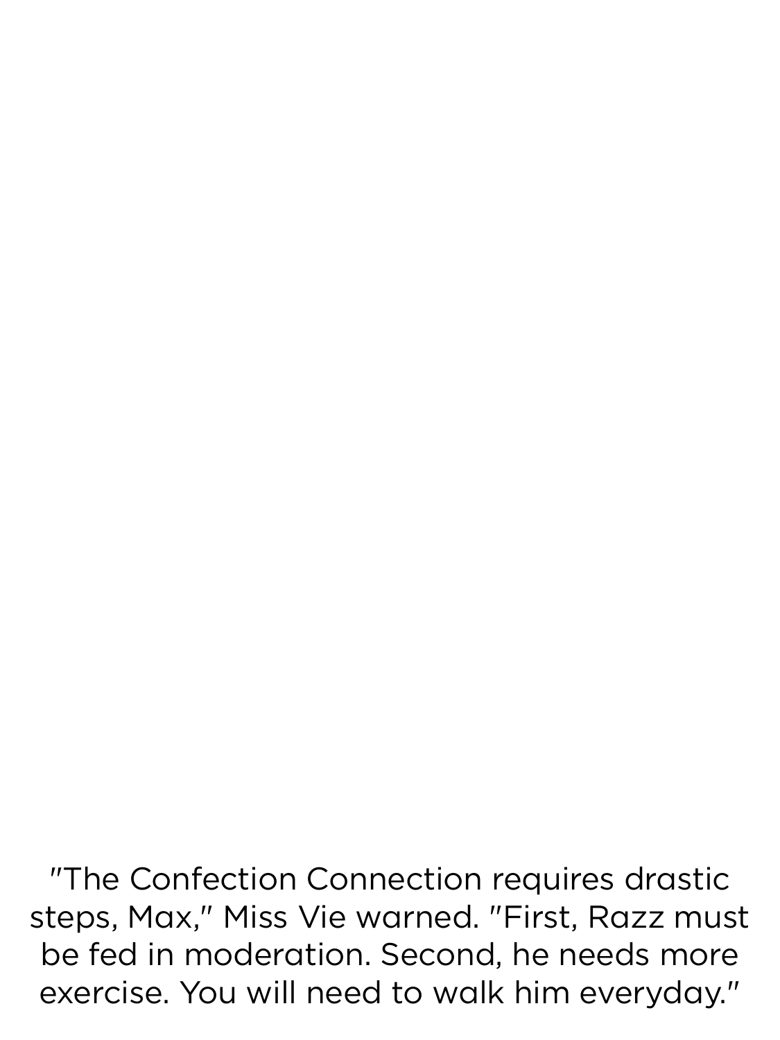"The Confection Connection requires drastic steps, Max," Miss Vie warned. "First, Razz must be fed in moderation. Second, he needs more exercise. You will need to walk him everyday."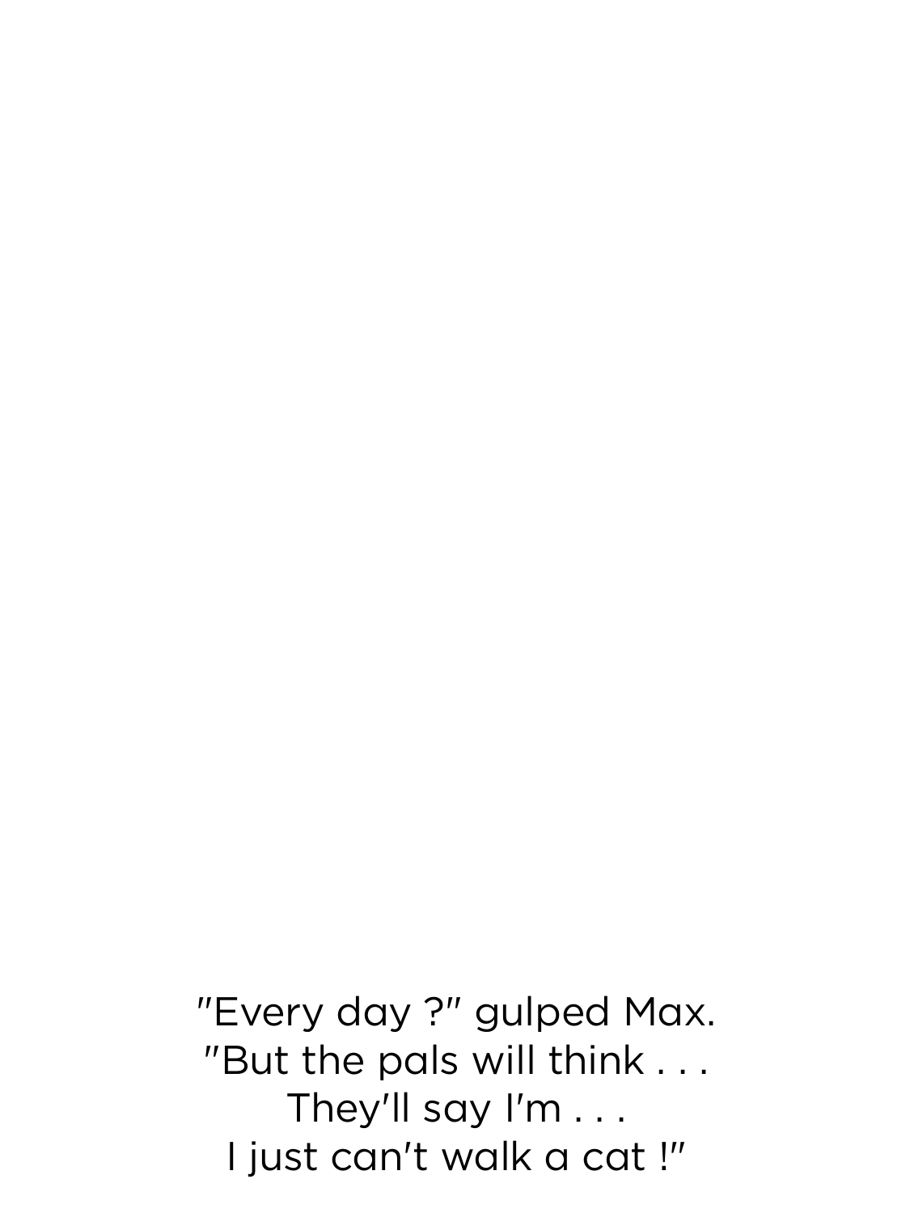"Every day ?" gulped Max.
"But the pals will think . . .
They'll say I'm . . .
I just can't walk a cat !"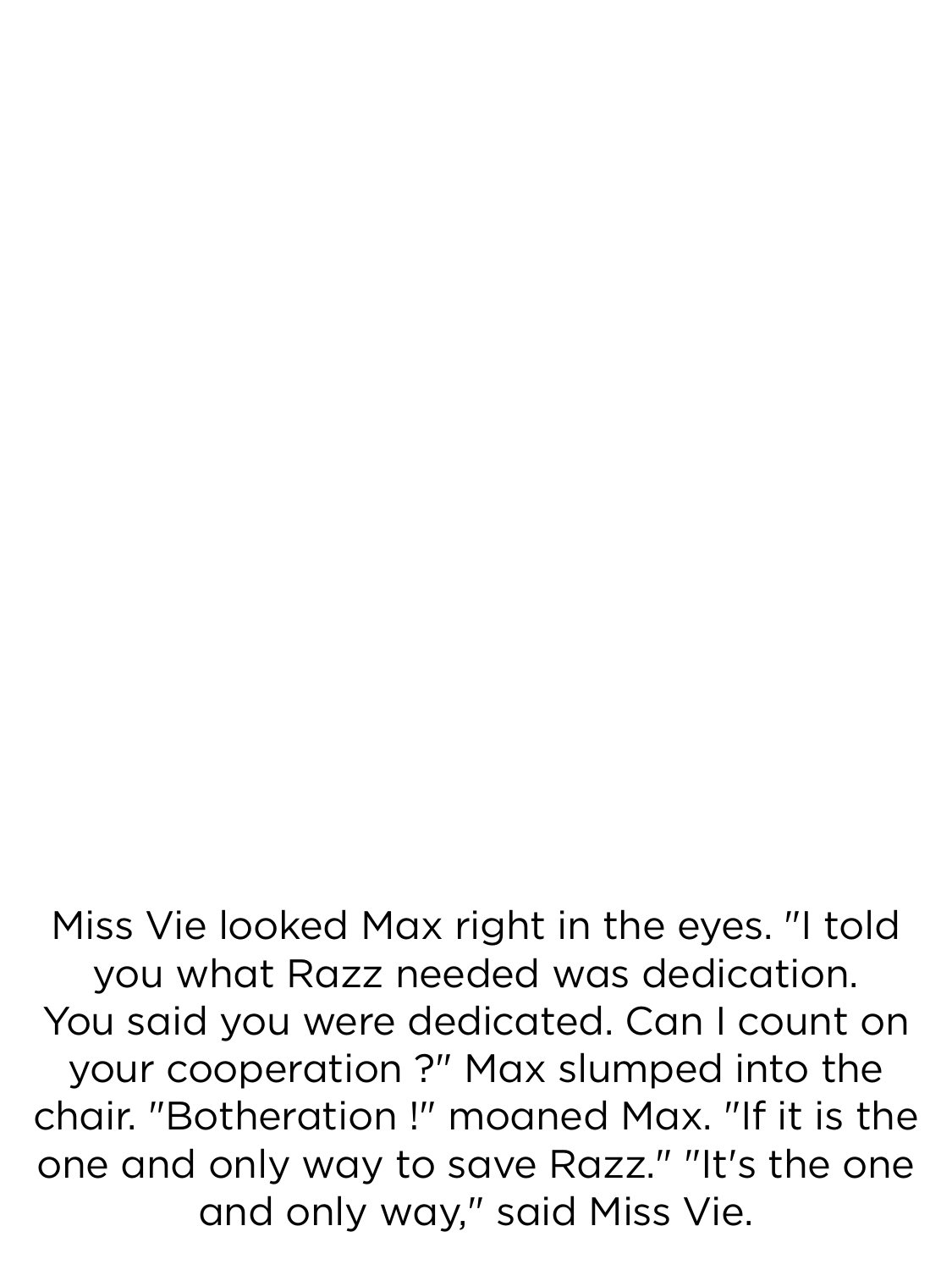Miss Vie looked Max right in the eyes. "I told you what Razz needed was dedication. You said you were dedicated. Can I count on your cooperation ?" Max slumped into the chair. "Botheration !" moaned Max. "If it is the one and only way to save Razz." "It's the one and only way," said Miss Vie.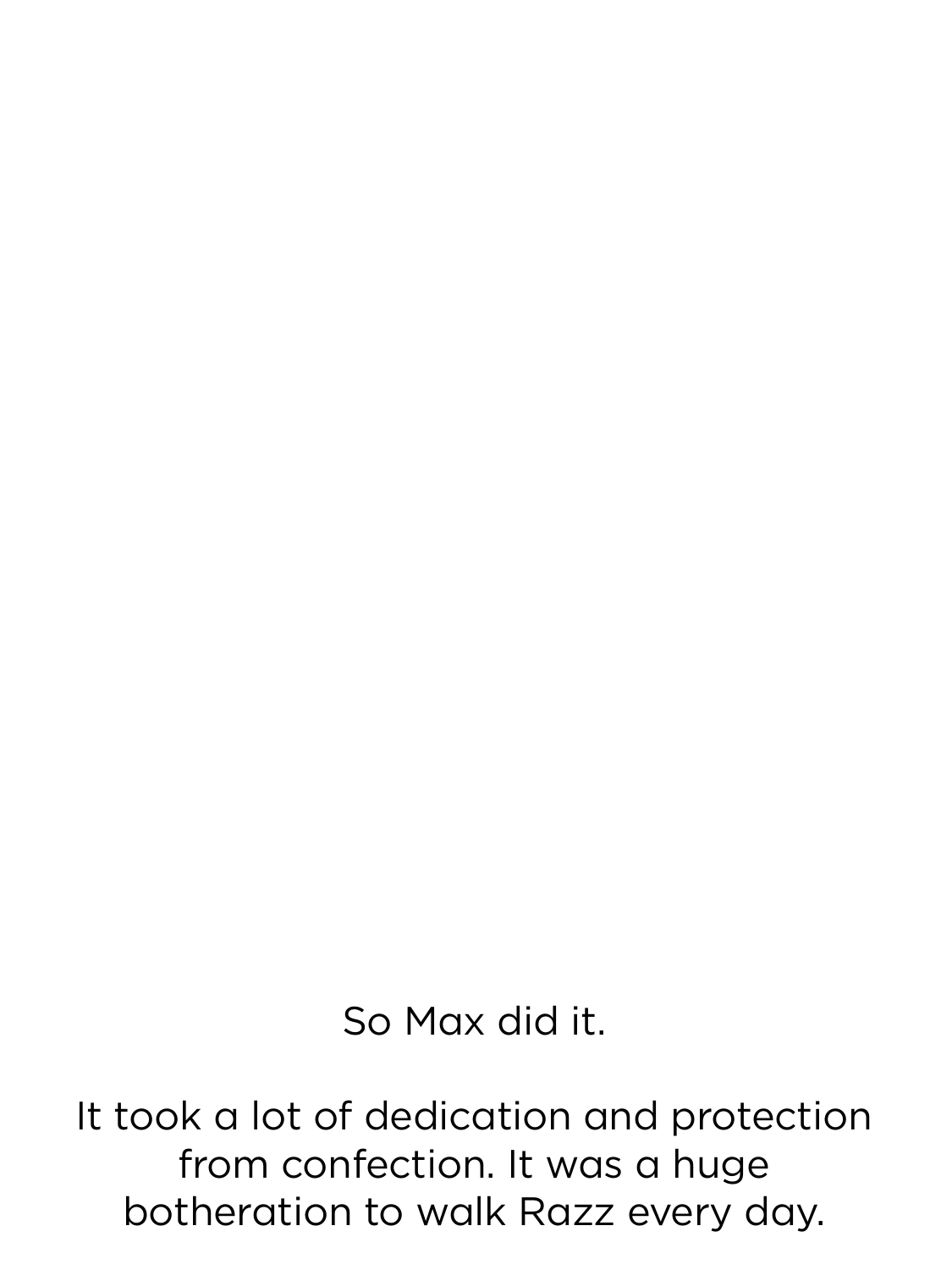So Max did it.

It took a lot of dedication and protection from confection. It was a huge botheration to walk Razz every day.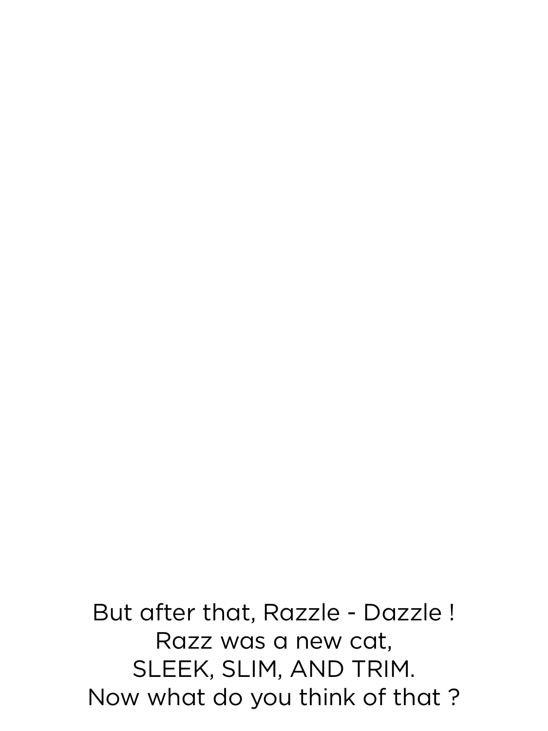But after that, Razzle - Dazzle !
Razz was a new cat,
SLEEK, SLIM, AND TRIM.
Now what do you think of that ?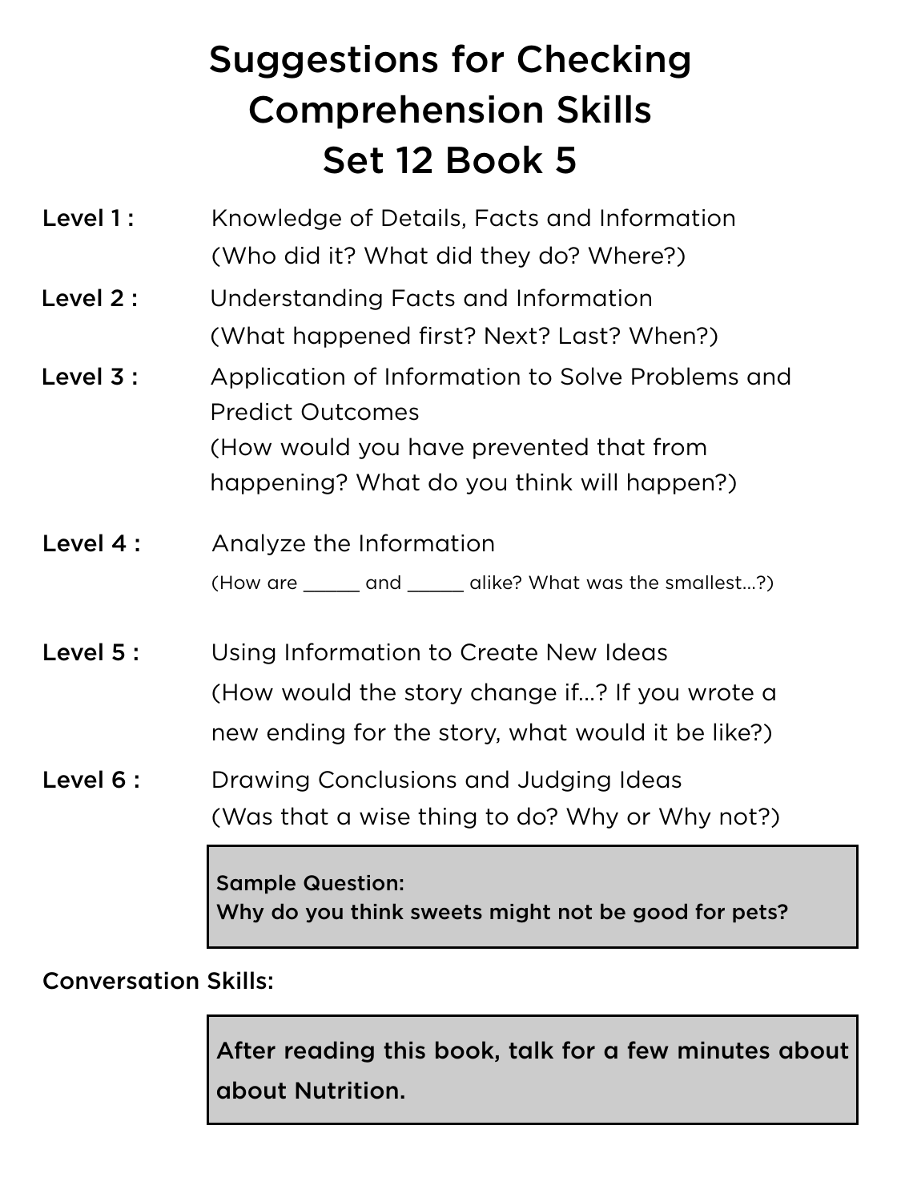# Suggestions for Checking Comprehension Skills
# Set 12 Book 5

**Level 1 :** Knowledge of Details, Facts and Information
(Who did it? What did they do? Where?)

**Level 2 :** Understanding Facts and Information
(What happened first? Next? Last? When?)

**Level 3 :** Application of Information to Solve Problems and Predict Outcomes
(How would you have prevented that from happening? What do you think will happen?)

**Level 4 :** Analyze the Information
(How are ______ and ______ alike? What was the smallest...?)

**Level 5 :** Using Information to Create New Ideas
(How would the story change if...? If you wrote a new ending for the story, what would it be like?)

**Level 6 :** Drawing Conclusions and Judging Ideas
(Was that a wise thing to do? Why or Why not?)

**Sample Question:**
**Why do you think sweets might not be good for pets?**

**Conversation Skills:**

**After reading this book, talk for a few minutes about about Nutrition.**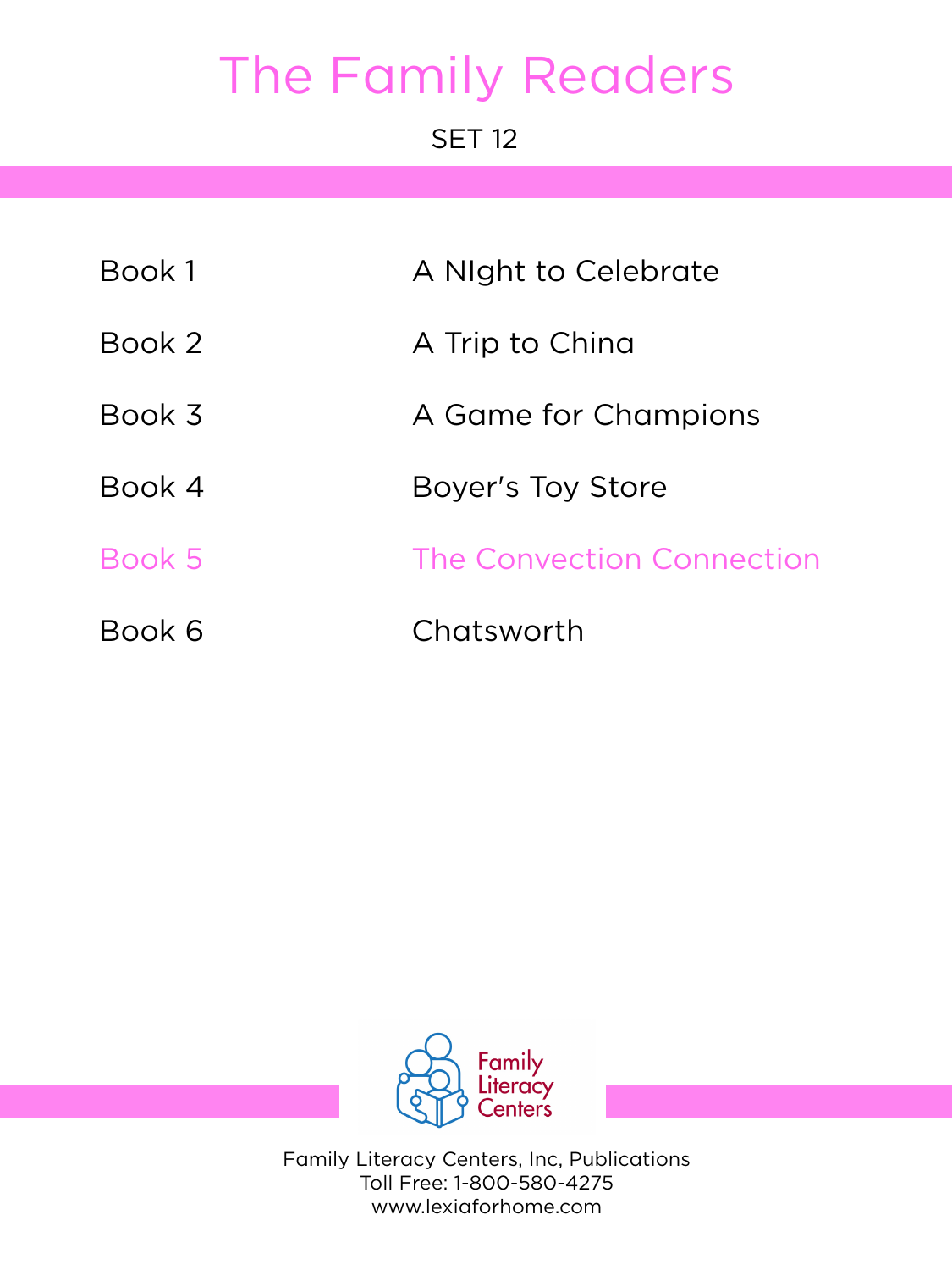# The Family Readers

SET 12

| | |
|---|---|
| Book 1 | A NIght to Celebrate |
| Book 2 | A Trip to China |
| Book 3 | A Game for Champions |
| Book 4 | Boyer's Toy Store |
| Book 5 | The Convection Connection |
| Book 6 | Chatsworth |

Family Literacy Centers

Family Literacy Centers, Inc, Publications
Toll Free: 1-800-580-4275
www.lexiaforhome.com